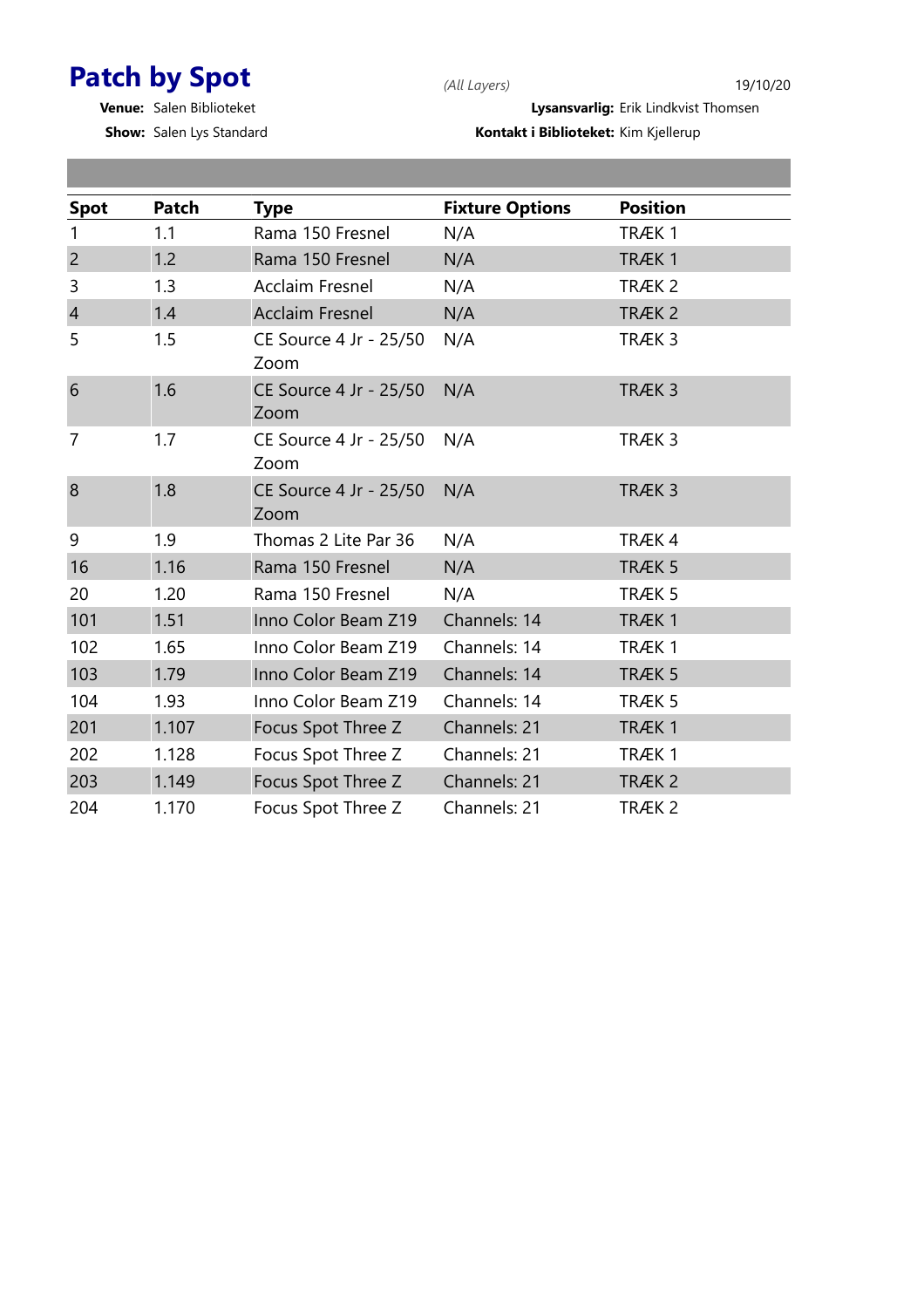# Patch by Spot

*(All Layers)* 19/10/20

**Venue:** Salen Biblioteket

**Show:** Salen Lys Standard

**Lysansvarlig:** Erik Lindkvist Thomsen

**Kontakt i Biblioteket:** Kim Kjellerup

| Spot | Patch | Type | Fixture Options | Position |
|---|---|---|---|---|
| 1 | 1.1 | Rama 150 Fresnel | N/A | TRÆK 1 |
| 2 | 1.2 | Rama 150 Fresnel | N/A | TRÆK 1 |
| 3 | 1.3 | Acclaim Fresnel | N/A | TRÆK 2 |
| 4 | 1.4 | Acclaim Fresnel | N/A | TRÆK 2 |
| 5 | 1.5 | CE Source 4 Jr - 25/50 Zoom | N/A | TRÆK 3 |
| 6 | 1.6 | CE Source 4 Jr - 25/50 Zoom | N/A | TRÆK 3 |
| 7 | 1.7 | CE Source 4 Jr - 25/50 Zoom | N/A | TRÆK 3 |
| 8 | 1.8 | CE Source 4 Jr - 25/50 Zoom | N/A | TRÆK 3 |
| 9 | 1.9 | Thomas 2 Lite Par 36 | N/A | TRÆK 4 |
| 16 | 1.16 | Rama 150 Fresnel | N/A | TRÆK 5 |
| 20 | 1.20 | Rama 150 Fresnel | N/A | TRÆK 5 |
| 101 | 1.51 | Inno Color Beam Z19 | Channels: 14 | TRÆK 1 |
| 102 | 1.65 | Inno Color Beam Z19 | Channels: 14 | TRÆK 1 |
| 103 | 1.79 | Inno Color Beam Z19 | Channels: 14 | TRÆK 5 |
| 104 | 1.93 | Inno Color Beam Z19 | Channels: 14 | TRÆK 5 |
| 201 | 1.107 | Focus Spot Three Z | Channels: 21 | TRÆK 1 |
| 202 | 1.128 | Focus Spot Three Z | Channels: 21 | TRÆK 1 |
| 203 | 1.149 | Focus Spot Three Z | Channels: 21 | TRÆK 2 |
| 204 | 1.170 | Focus Spot Three Z | Channels: 21 | TRÆK 2 |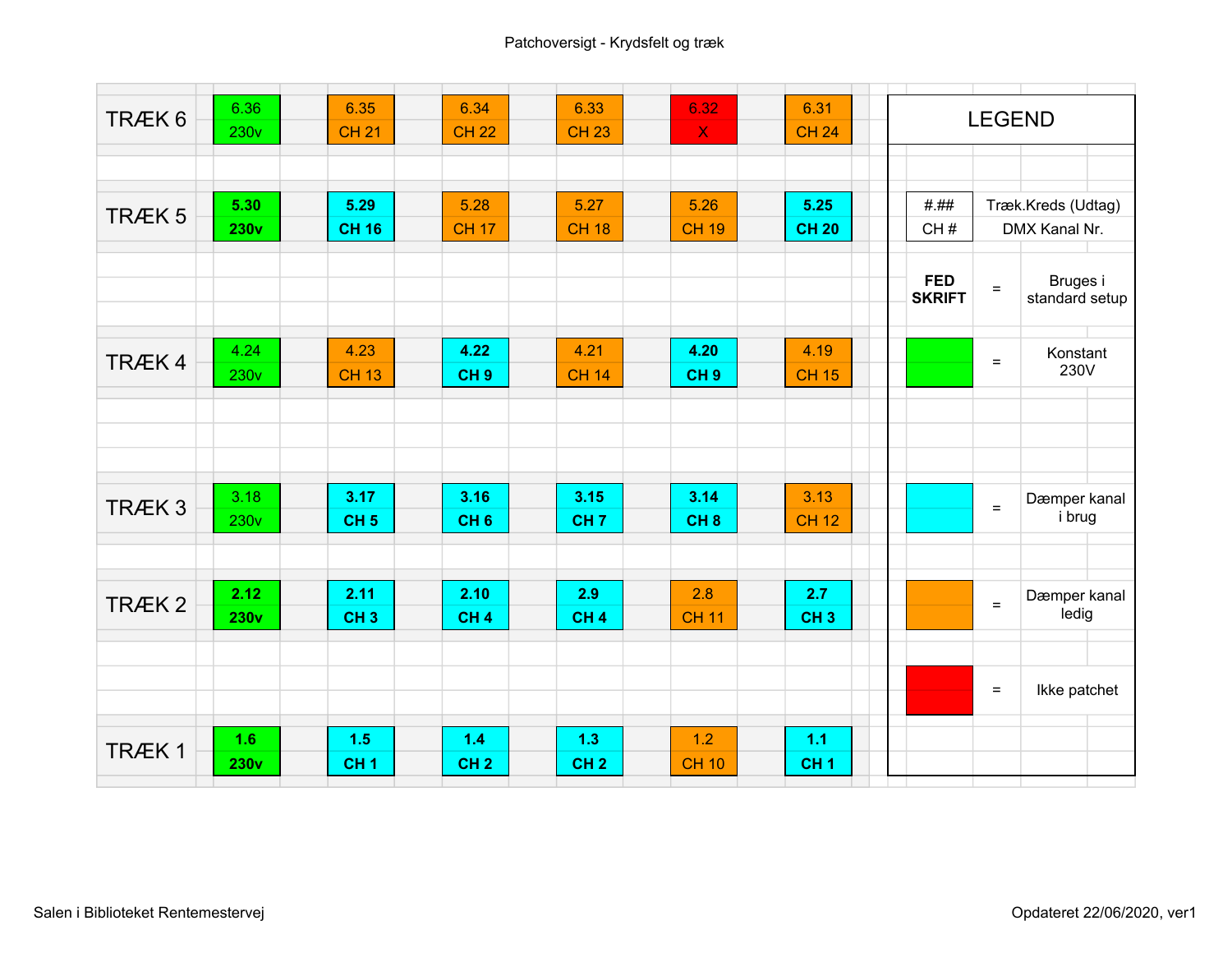# Patchoversigt - Krydsfelt og træk

| Træk | | | | | | |
|---|---|---|---|---|---|---|
| TRÆK 6 | 6.36<br>230v | 6.35<br>CH 21 | 6.34<br>CH 22 | 6.33<br>CH 23 | 6.32<br>X | 6.31<br>CH 24 |
| TRÆK 5 | **5.30**<br>**230v** | **5.29**<br>**CH 16** | 5.28<br>CH 17 | 5.27<br>CH 18 | 5.26<br>CH 19 | **5.25**<br>**CH 20** |
| TRÆK 4 | 4.24<br>230v | 4.23<br>CH 13 | **4.22**<br>**CH 9** | 4.21<br>CH 14 | **4.20**<br>**CH 9** | 4.19<br>CH 15 |
| TRÆK 3 | 3.18<br>230v | **3.17**<br>**CH 5** | **3.16**<br>**CH 6** | **3.15**<br>**CH 7** | **3.14**<br>**CH 8** | 3.13<br>CH 12 |
| TRÆK 2 | **2.12**<br>**230v** | **2.11**<br>**CH 3** | **2.10**<br>**CH 4** | **2.9**<br>**CH 4** | 2.8<br>CH 11 | **2.7**<br>**CH 3** |
| TRÆK 1 | **1.6**<br>**230v** | **1.5**<br>**CH 1** | **1.4**<br>**CH 2** | **1.3**<br>**CH 2** | 1.2<br>CH 10 | **1.1**<br>**CH 1** |

## LEGEND

| Symbol | | Betydning |
|---|---|---|
| #.## | | Træk.Kreds (Udtag) |
| CH # | | DMX Kanal Nr. |
| **FED SKRIFT** | = | Bruges i standard setup |
| Grøn | = | Konstant 230V |
| Cyan | = | Dæmper kanal i brug |
| Orange | = | Dæmper kanal ledig |
| Rød | = | Ikke patchet |

Salen i Biblioteket Rentemestervej

Opdateret 22/06/2020, ver1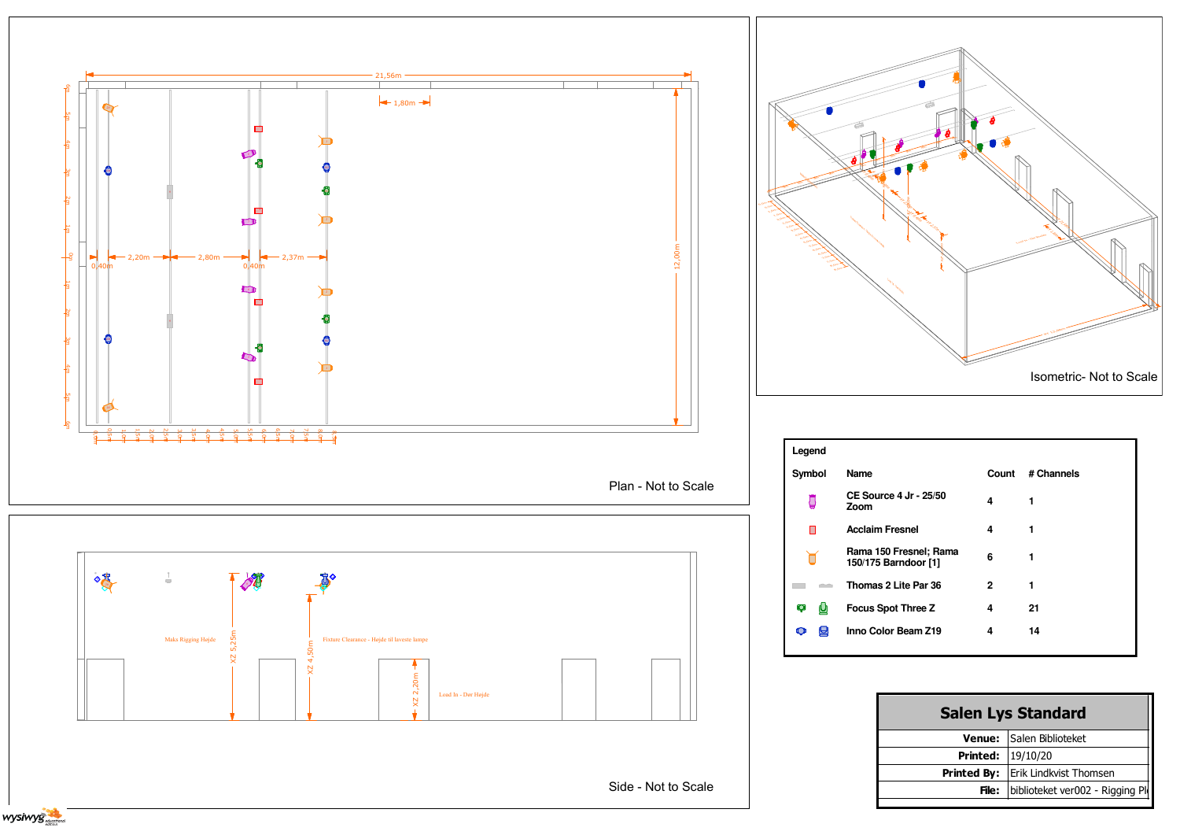21,56m

1,80m

12,00m

2,20m

2,80m

2,37m

0,40m

0,40m

Plan - Not to Scale

Isometric- Not to Scale

Maks Rigging Højde

XZ 5,25m

Fixture Clearance - Højde til laveste lampe

XZ 4,50m

XZ 2,20m

Load In - Dør Højde

Side - Not to Scale

**Legend**

| Symbol | Name | Count | # Channels |
|---|---|---|---|
| | CE Source 4 Jr - 25/50 Zoom | 4 | 1 |
| | Acclaim Fresnel | 4 | 1 |
| | Rama 150 Fresnel; Rama 150/175 Barndoor [1] | 6 | 1 |
| | Thomas 2 Lite Par 36 | 2 | 1 |
| | Focus Spot Three Z | 4 | 21 |
| | Inno Color Beam Z19 | 4 | 14 |

## Salen Lys Standard

| | |
|---|---|
| **Venue:** | Salen Biblioteket |
| **Printed:** | 19/10/20 |
| **Printed By:** | Erik Lindkvist Thomsen |
| **File:** | biblioteket ver002 - Rigging Pl |

wysiwyg educational edition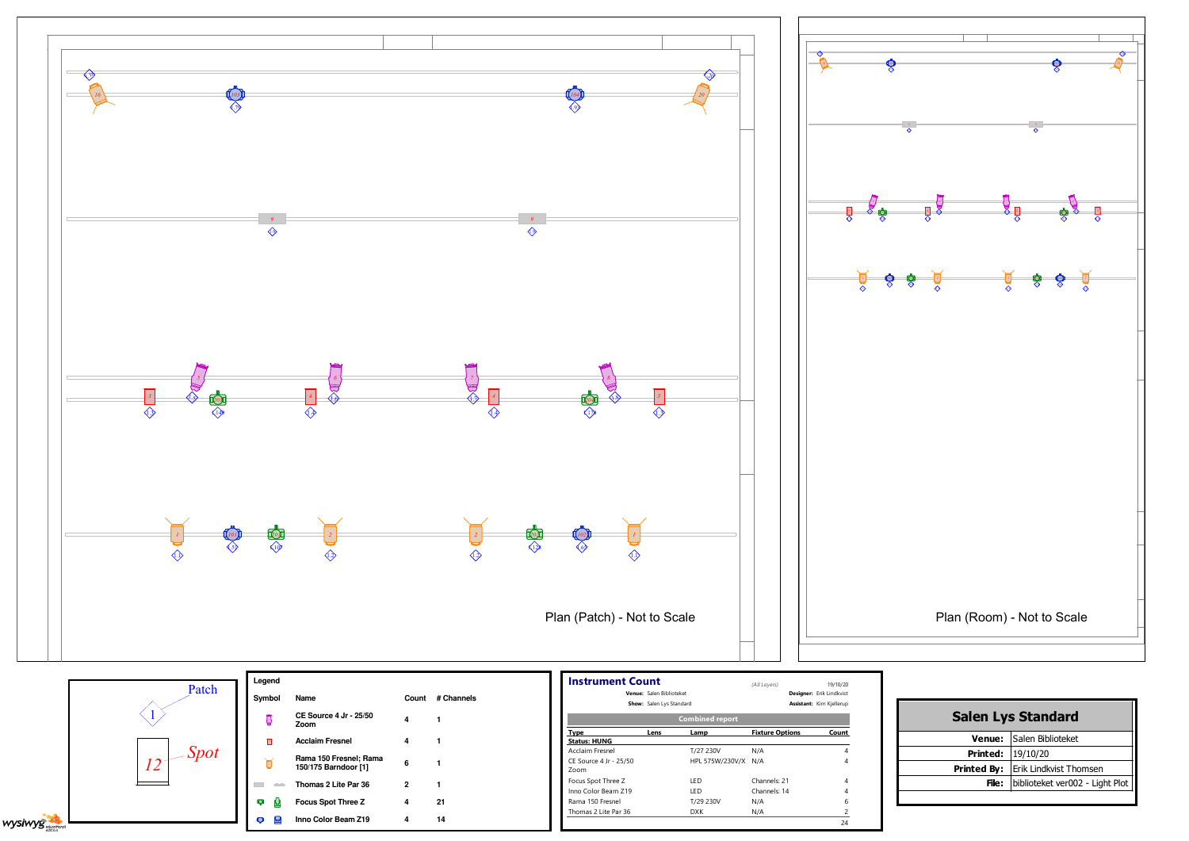Plan (Patch) - Not to Scale

Plan (Room) - Not to Scale

Patch

Spot

## Legend

| Symbol | Name | Count | # Channels |
|---|---|---|---|
| | CE Source 4 Jr - 25/50 Zoom | 4 | 1 |
| | Acclaim Fresnel | 4 | 1 |
| | Rama 150 Fresnel; Rama 150/175 Barndoor [1] | 6 | 1 |
| | Thomas 2 Lite Par 36 | 2 | 1 |
| | Focus Spot Three Z | 4 | 21 |
| | Inno Color Beam Z19 | 4 | 14 |

## Instrument Count

(All Layers) 19/10/20

**Venue:** Salen Biblioteket **Designer:** Erik Lindkvist

**Show:** Salen Lys Standard **Assistant:** Kim Kjellerup

**Combined report**

| Type | Lens | Lamp | Fixture Options | Count |
|---|---|---|---|---|
| **Status: HUNG** | | | | |
| Acclaim Fresnel | | T/27 230V | N/A | 4 |
| CE Source 4 Jr - 25/50 Zoom | | HPL 575W/230V/X | N/A | 4 |
| Focus Spot Three Z | | LED | Channels: 21 | 4 |
| Inno Color Beam Z19 | | LED | Channels: 14 | 4 |
| Rama 150 Fresnel | | T/29 230V | N/A | 6 |
| Thomas 2 Lite Par 36 | | DXK | N/A | 2 |
| | | | | 24 |

## Salen Lys Standard

| | |
|---|---|
| **Venue:** | Salen Biblioteket |
| **Printed:** | 19/10/20 |
| **Printed By:** | Erik Lindkvist Thomsen |
| **File:** | biblioteket ver002 - Light Plot |